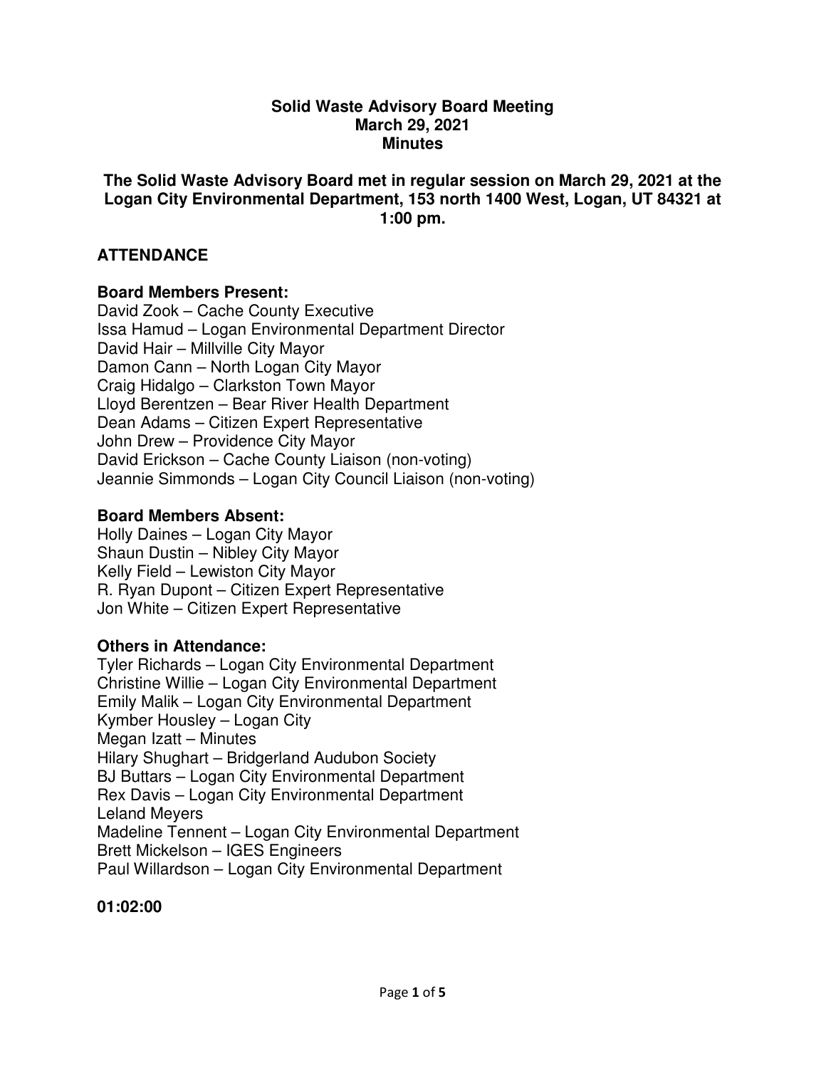**Solid Waste Advisory Board Meeting**
**March 29, 2021**
**Minutes**

**The Solid Waste Advisory Board met in regular session on March 29, 2021 at the Logan City Environmental Department, 153 north 1400 West, Logan, UT 84321 at 1:00 pm.**

## ATTENDANCE

**Board Members Present:**

David Zook – Cache County Executive
Issa Hamud – Logan Environmental Department Director
David Hair – Millville City Mayor
Damon Cann – North Logan City Mayor
Craig Hidalgo – Clarkston Town Mayor
Lloyd Berentzen – Bear River Health Department
Dean Adams – Citizen Expert Representative
John Drew – Providence City Mayor
David Erickson – Cache County Liaison (non-voting)
Jeannie Simmonds – Logan City Council Liaison (non-voting)

**Board Members Absent:**

Holly Daines – Logan City Mayor
Shaun Dustin – Nibley City Mayor
Kelly Field – Lewiston City Mayor
R. Ryan Dupont – Citizen Expert Representative
Jon White – Citizen Expert Representative

**Others in Attendance:**

Tyler Richards – Logan City Environmental Department
Christine Willie – Logan City Environmental Department
Emily Malik – Logan City Environmental Department
Kymber Housley – Logan City
Megan Izatt – Minutes
Hilary Shughart – Bridgerland Audubon Society
BJ Buttars – Logan City Environmental Department
Rex Davis – Logan City Environmental Department
Leland Meyers
Madeline Tennent – Logan City Environmental Department
Brett Mickelson – IGES Engineers
Paul Willardson – Logan City Environmental Department

**01:02:00**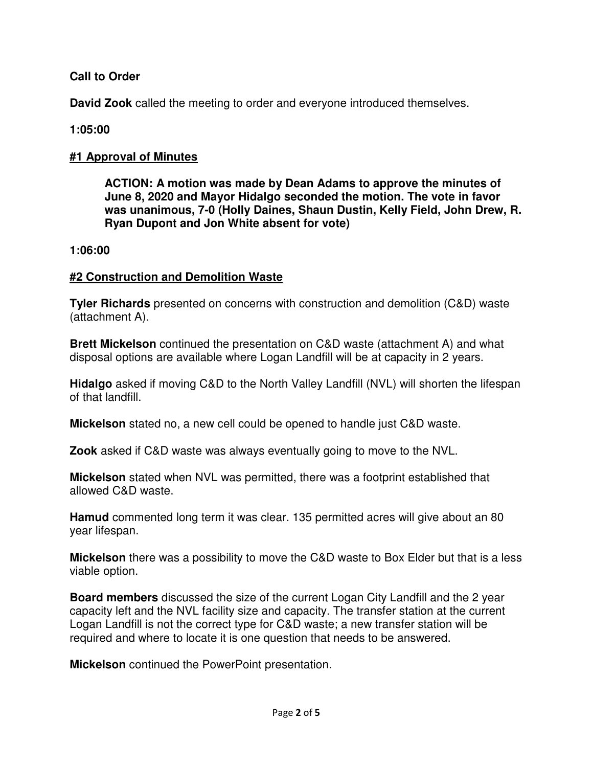**Call to Order**

**David Zook** called the meeting to order and everyone introduced themselves.

**1:05:00**

**#1 Approval of Minutes**

> **ACTION: A motion was made by Dean Adams to approve the minutes of June 8, 2020 and Mayor Hidalgo seconded the motion. The vote in favor was unanimous, 7-0 (Holly Daines, Shaun Dustin, Kelly Field, John Drew, R. Ryan Dupont and Jon White absent for vote)**

**1:06:00**

**#2 Construction and Demolition Waste**

**Tyler Richards** presented on concerns with construction and demolition (C&D) waste (attachment A).

**Brett Mickelson** continued the presentation on C&D waste (attachment A) and what disposal options are available where Logan Landfill will be at capacity in 2 years.

**Hidalgo** asked if moving C&D to the North Valley Landfill (NVL) will shorten the lifespan of that landfill.

**Mickelson** stated no, a new cell could be opened to handle just C&D waste.

**Zook** asked if C&D waste was always eventually going to move to the NVL.

**Mickelson** stated when NVL was permitted, there was a footprint established that allowed C&D waste.

**Hamud** commented long term it was clear. 135 permitted acres will give about an 80 year lifespan.

**Mickelson** there was a possibility to move the C&D waste to Box Elder but that is a less viable option.

**Board members** discussed the size of the current Logan City Landfill and the 2 year capacity left and the NVL facility size and capacity. The transfer station at the current Logan Landfill is not the correct type for C&D waste; a new transfer station will be required and where to locate it is one question that needs to be answered.

**Mickelson** continued the PowerPoint presentation.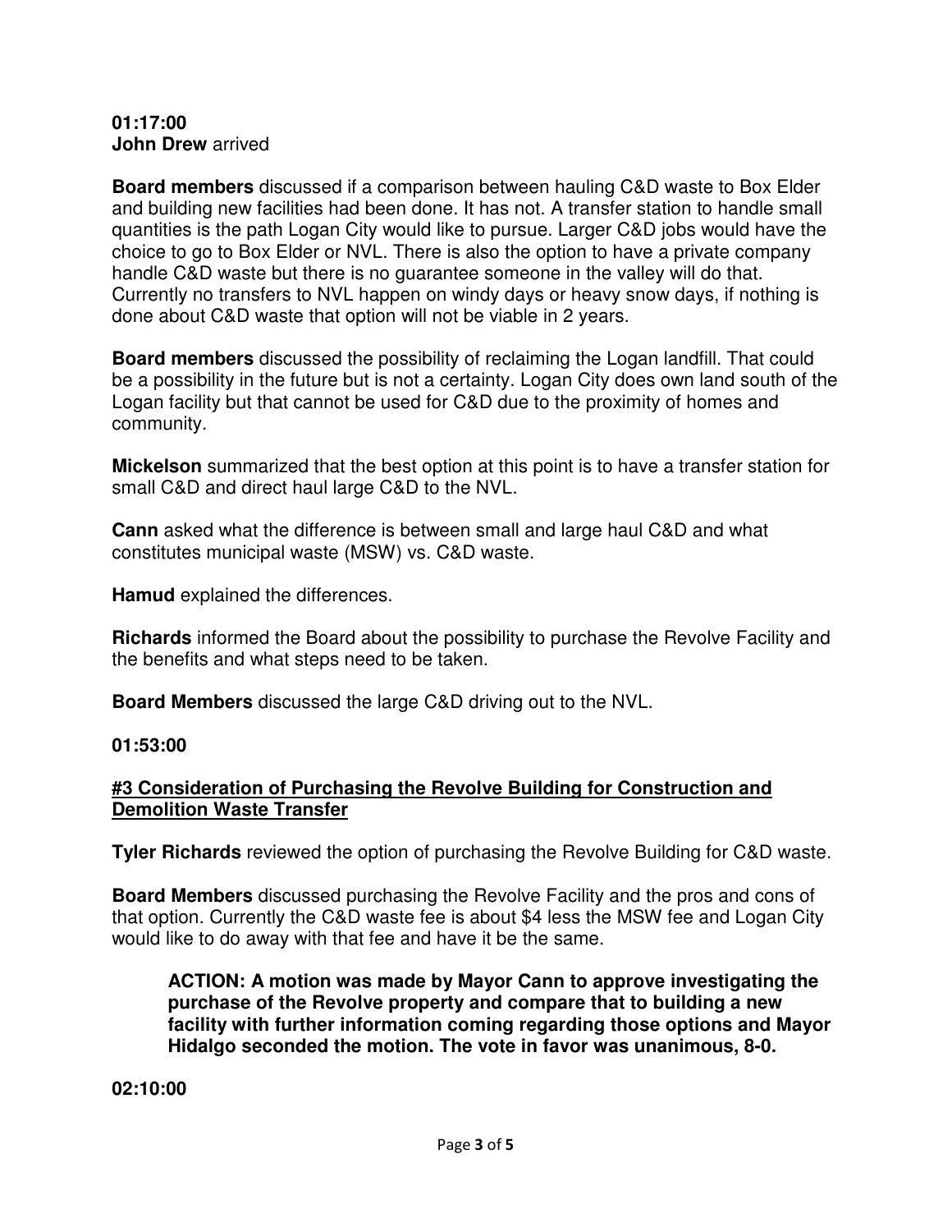**01:17:00**
**John Drew** arrived

**Board members** discussed if a comparison between hauling C&D waste to Box Elder and building new facilities had been done. It has not. A transfer station to handle small quantities is the path Logan City would like to pursue. Larger C&D jobs would have the choice to go to Box Elder or NVL. There is also the option to have a private company handle C&D waste but there is no guarantee someone in the valley will do that. Currently no transfers to NVL happen on windy days or heavy snow days, if nothing is done about C&D waste that option will not be viable in 2 years.

**Board members** discussed the possibility of reclaiming the Logan landfill. That could be a possibility in the future but is not a certainty. Logan City does own land south of the Logan facility but that cannot be used for C&D due to the proximity of homes and community.

**Mickelson** summarized that the best option at this point is to have a transfer station for small C&D and direct haul large C&D to the NVL.

**Cann** asked what the difference is between small and large haul C&D and what constitutes municipal waste (MSW) vs. C&D waste.

**Hamud** explained the differences.

**Richards** informed the Board about the possibility to purchase the Revolve Facility and the benefits and what steps need to be taken.

**Board Members** discussed the large C&D driving out to the NVL.

**01:53:00**

**#3 Consideration of Purchasing the Revolve Building for Construction and Demolition Waste Transfer**

**Tyler Richards** reviewed the option of purchasing the Revolve Building for C&D waste.

**Board Members** discussed purchasing the Revolve Facility and the pros and cons of that option. Currently the C&D waste fee is about $4 less the MSW fee and Logan City would like to do away with that fee and have it be the same.

> **ACTION: A motion was made by Mayor Cann to approve investigating the purchase of the Revolve property and compare that to building a new facility with further information coming regarding those options and Mayor Hidalgo seconded the motion. The vote in favor was unanimous, 8-0.**

**02:10:00**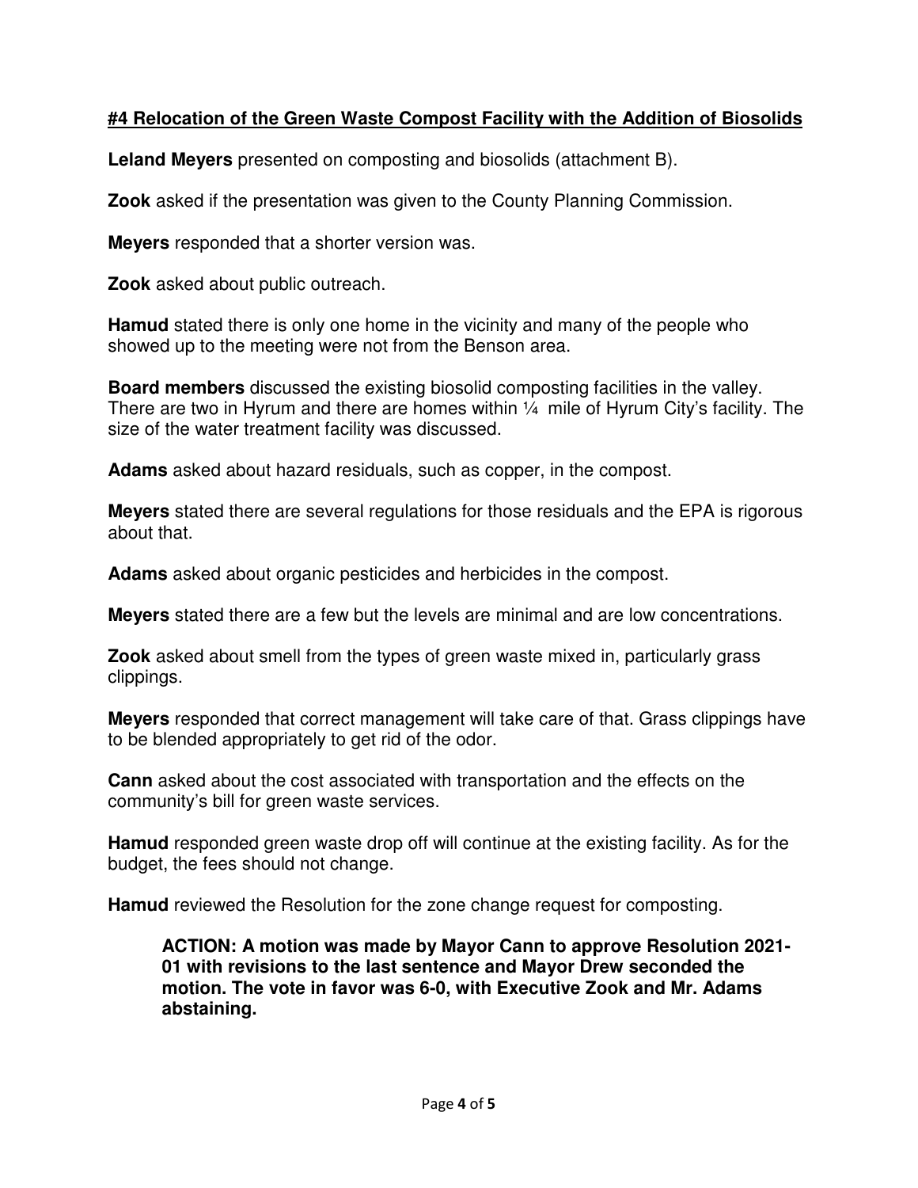**#4 Relocation of the Green Waste Compost Facility with the Addition of Biosolids**

**Leland Meyers** presented on composting and biosolids (attachment B).

**Zook** asked if the presentation was given to the County Planning Commission.

**Meyers** responded that a shorter version was.

**Zook** asked about public outreach.

**Hamud** stated there is only one home in the vicinity and many of the people who showed up to the meeting were not from the Benson area.

**Board members** discussed the existing biosolid composting facilities in the valley. There are two in Hyrum and there are homes within ¼ mile of Hyrum City's facility. The size of the water treatment facility was discussed.

**Adams** asked about hazard residuals, such as copper, in the compost.

**Meyers** stated there are several regulations for those residuals and the EPA is rigorous about that.

**Adams** asked about organic pesticides and herbicides in the compost.

**Meyers** stated there are a few but the levels are minimal and are low concentrations.

**Zook** asked about smell from the types of green waste mixed in, particularly grass clippings.

**Meyers** responded that correct management will take care of that. Grass clippings have to be blended appropriately to get rid of the odor.

**Cann** asked about the cost associated with transportation and the effects on the community's bill for green waste services.

**Hamud** responded green waste drop off will continue at the existing facility. As for the budget, the fees should not change.

**Hamud** reviewed the Resolution for the zone change request for composting.

> **ACTION: A motion was made by Mayor Cann to approve Resolution 2021-01 with revisions to the last sentence and Mayor Drew seconded the motion. The vote in favor was 6-0, with Executive Zook and Mr. Adams abstaining.**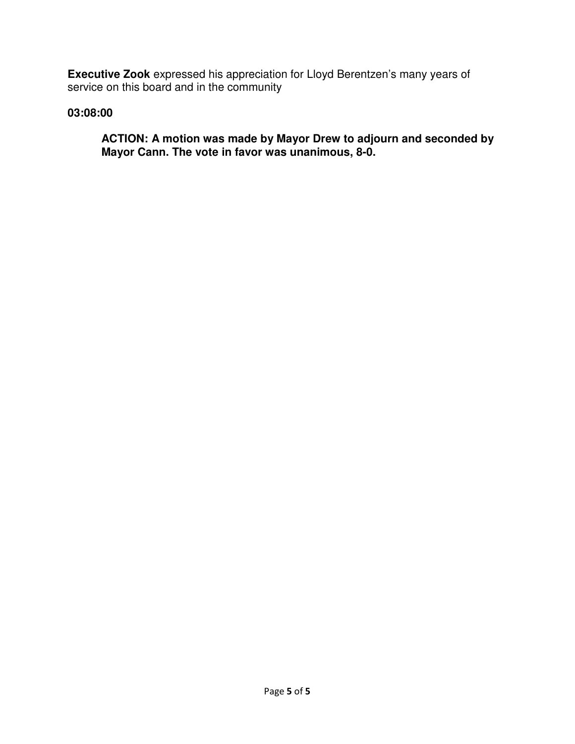**Executive Zook** expressed his appreciation for Lloyd Berentzen's many years of service on this board and in the community

**03:08:00**

**ACTION: A motion was made by Mayor Drew to adjourn and seconded by Mayor Cann. The vote in favor was unanimous, 8-0.**